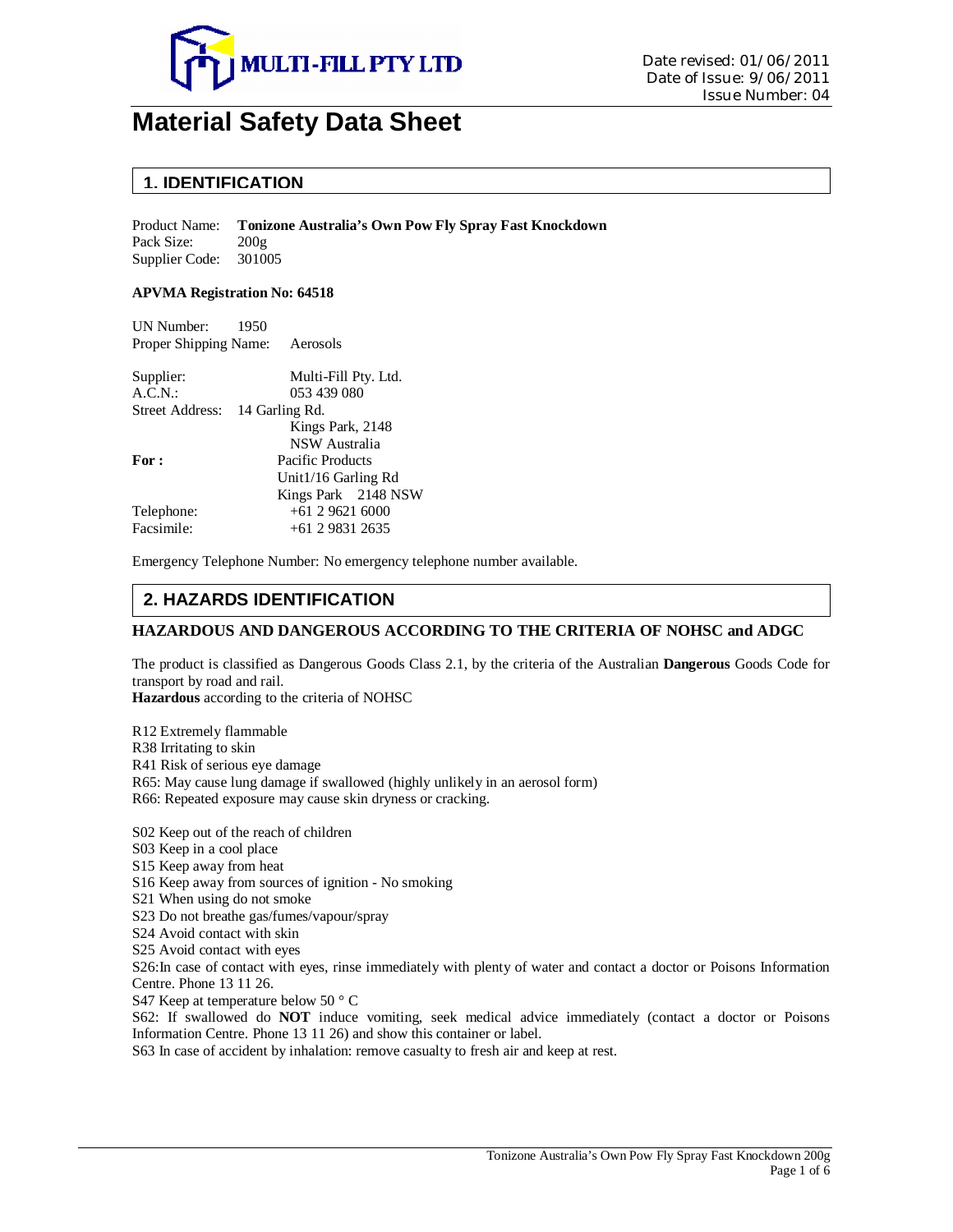MULTI-FILL PTY LTD

Date revised: 01/06/2011
Date of Issue: 9/06/2011
Issue Number: 04

# Material Safety Data Sheet

## 1. IDENTIFICATION

Product Name: **Tonizone Australia's Own Pow Fly Spray Fast Knockdown**
Pack Size: 200g
Supplier Code: 301005

**APVMA Registration No: 64518**

UN Number: 1950
Proper Shipping Name: Aerosols

Supplier: Multi-Fill Pty. Ltd.
A.C.N.: 053 439 080
Street Address: 14 Garling Rd.
Kings Park, 2148
NSW Australia
**For :** Pacific Products
Unit1/16 Garling Rd
Kings Park 2148 NSW
Telephone: +61 2 9621 6000
Facsimile: +61 2 9831 2635

Emergency Telephone Number: No emergency telephone number available.

## 2. HAZARDS IDENTIFICATION

### HAZARDOUS AND DANGEROUS ACCORDING TO THE CRITERIA OF NOHSC and ADGC

The product is classified as Dangerous Goods Class 2.1, by the criteria of the Australian **Dangerous** Goods Code for transport by road and rail.
**Hazardous** according to the criteria of NOHSC

R12 Extremely flammable
R38 Irritating to skin
R41 Risk of serious eye damage
R65: May cause lung damage if swallowed (highly unlikely in an aerosol form)
R66: Repeated exposure may cause skin dryness or cracking.

S02 Keep out of the reach of children
S03 Keep in a cool place
S15 Keep away from heat
S16 Keep away from sources of ignition - No smoking
S21 When using do not smoke
S23 Do not breathe gas/fumes/vapour/spray
S24 Avoid contact with skin
S25 Avoid contact with eyes
S26:In case of contact with eyes, rinse immediately with plenty of water and contact a doctor or Poisons Information Centre. Phone 13 11 26.
S47 Keep at temperature below 50 ° C
S62: If swallowed do **NOT** induce vomiting, seek medical advice immediately (contact a doctor or Poisons Information Centre. Phone 13 11 26) and show this container or label.
S63 In case of accident by inhalation: remove casualty to fresh air and keep at rest.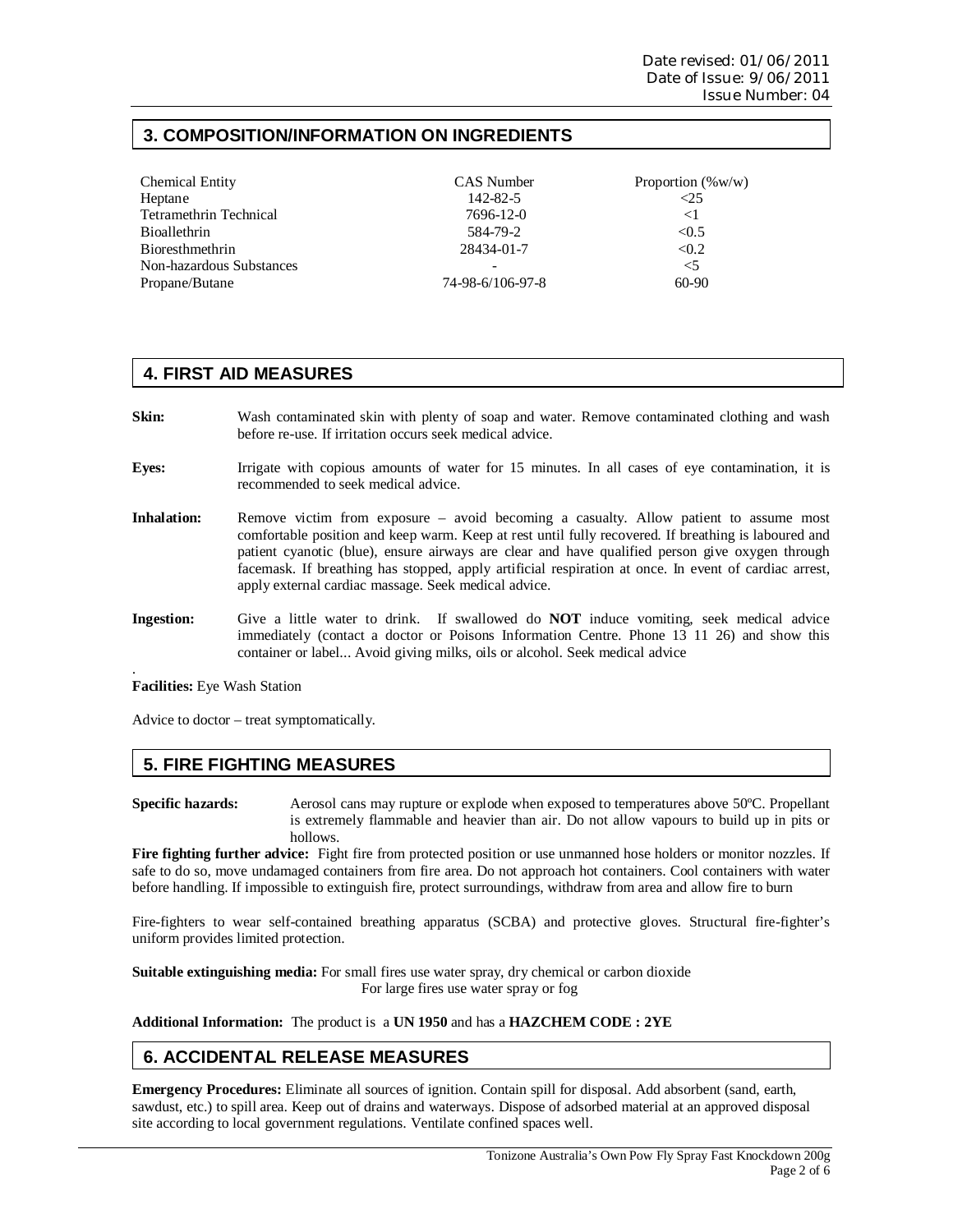## 3. COMPOSITION/INFORMATION ON INGREDIENTS

| Chemical Entity | CAS Number | Proportion (%w/w) |
|---|---|---|
| Heptane | 142-82-5 | <25 |
| Tetramethrin Technical | 7696-12-0 | <1 |
| Bioallethrin | 584-79-2 | <0.5 |
| Bioresthmethrin | 28434-01-7 | <0.2 |
| Non-hazardous Substances | - | <5 |
| Propane/Butane | 74-98-6/106-97-8 | 60-90 |

## 4. FIRST AID MEASURES

**Skin:** Wash contaminated skin with plenty of soap and water. Remove contaminated clothing and wash before re-use. If irritation occurs seek medical advice.

**Eyes:** Irrigate with copious amounts of water for 15 minutes. In all cases of eye contamination, it is recommended to seek medical advice.

**Inhalation:** Remove victim from exposure – avoid becoming a casualty. Allow patient to assume most comfortable position and keep warm. Keep at rest until fully recovered. If breathing is laboured and patient cyanotic (blue), ensure airways are clear and have qualified person give oxygen through facemask. If breathing has stopped, apply artificial respiration at once. In event of cardiac arrest, apply external cardiac massage. Seek medical advice.

**Ingestion:** Give a little water to drink. If swallowed do **NOT** induce vomiting, seek medical advice immediately (contact a doctor or Poisons Information Centre. Phone 13 11 26) and show this container or label... Avoid giving milks, oils or alcohol. Seek medical advice

.

**Facilities:** Eye Wash Station

Advice to doctor – treat symptomatically.

## 5. FIRE FIGHTING MEASURES

**Specific hazards:** Aerosol cans may rupture or explode when exposed to temperatures above 50ºC. Propellant is extremely flammable and heavier than air. Do not allow vapours to build up in pits or hollows.

**Fire fighting further advice:** Fight fire from protected position or use unmanned hose holders or monitor nozzles. If safe to do so, move undamaged containers from fire area. Do not approach hot containers. Cool containers with water before handling. If impossible to extinguish fire, protect surroundings, withdraw from area and allow fire to burn

Fire-fighters to wear self-contained breathing apparatus (SCBA) and protective gloves. Structural fire-fighter's uniform provides limited protection.

**Suitable extinguishing media:** For small fires use water spray, dry chemical or carbon dioxide
For large fires use water spray or fog

**Additional Information:** The product is a **UN 1950** and has a **HAZCHEM CODE : 2YE**

## 6. ACCIDENTAL RELEASE MEASURES

**Emergency Procedures:** Eliminate all sources of ignition. Contain spill for disposal. Add absorbent (sand, earth, sawdust, etc.) to spill area. Keep out of drains and waterways. Dispose of adsorbed material at an approved disposal site according to local government regulations. Ventilate confined spaces well.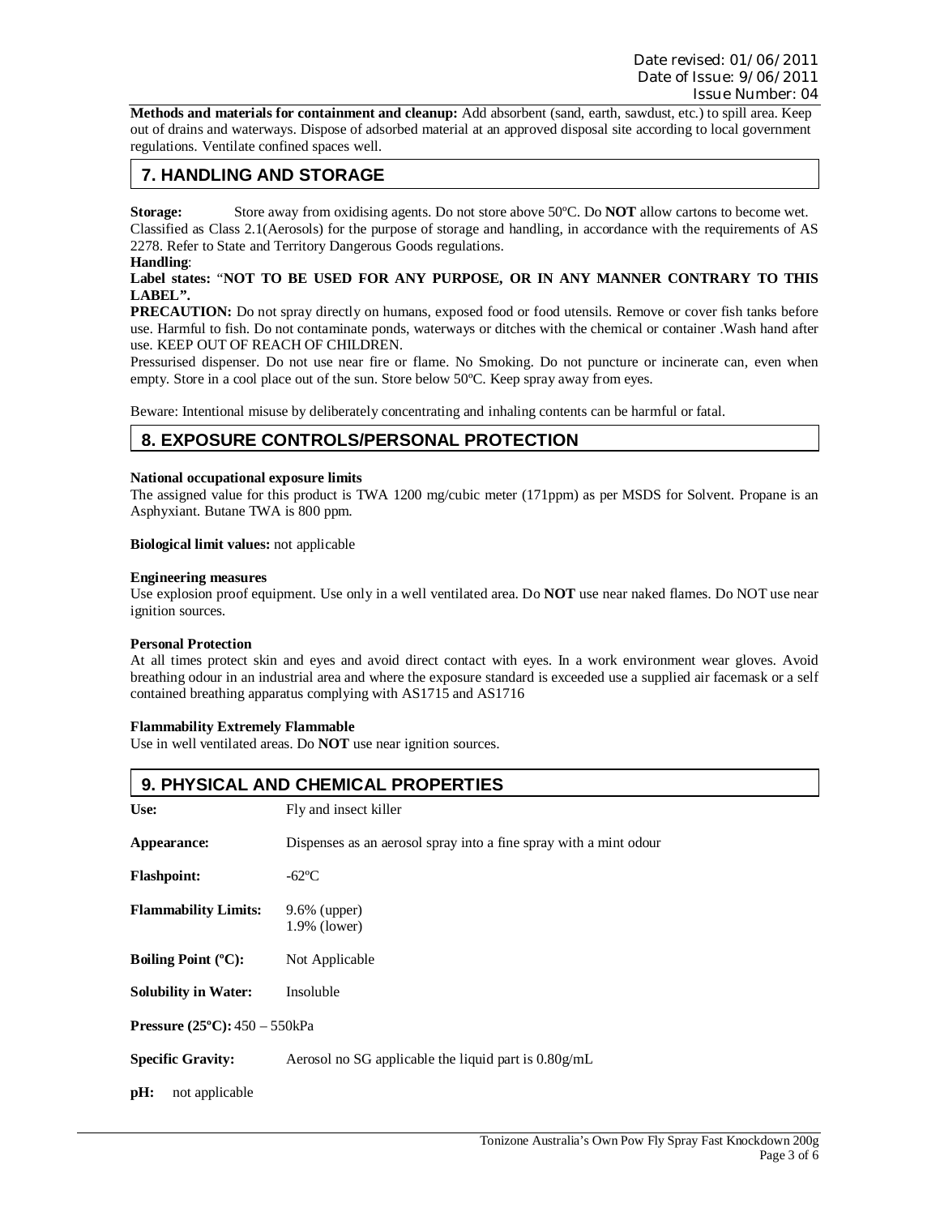**Methods and materials for containment and cleanup:** Add absorbent (sand, earth, sawdust, etc.) to spill area. Keep out of drains and waterways. Dispose of adsorbed material at an approved disposal site according to local government regulations. Ventilate confined spaces well.

## 7. HANDLING AND STORAGE

**Storage:** Store away from oxidising agents. Do not store above 50ºC. Do **NOT** allow cartons to become wet. Classified as Class 2.1(Aerosols) for the purpose of storage and handling, in accordance with the requirements of AS 2278. Refer to State and Territory Dangerous Goods regulations.

**Handling**:

**Label states:** "**NOT TO BE USED FOR ANY PURPOSE, OR IN ANY MANNER CONTRARY TO THIS LABEL".**

**PRECAUTION:** Do not spray directly on humans, exposed food or food utensils. Remove or cover fish tanks before use. Harmful to fish. Do not contaminate ponds, waterways or ditches with the chemical or container .Wash hand after use. KEEP OUT OF REACH OF CHILDREN.

Pressurised dispenser. Do not use near fire or flame. No Smoking. Do not puncture or incinerate can, even when empty. Store in a cool place out of the sun. Store below 50ºC. Keep spray away from eyes.

Beware: Intentional misuse by deliberately concentrating and inhaling contents can be harmful or fatal.

## 8. EXPOSURE CONTROLS/PERSONAL PROTECTION

**National occupational exposure limits**

The assigned value for this product is TWA 1200 mg/cubic meter (171ppm) as per MSDS for Solvent. Propane is an Asphyxiant. Butane TWA is 800 ppm.

**Biological limit values:** not applicable

**Engineering measures**

Use explosion proof equipment. Use only in a well ventilated area. Do **NOT** use near naked flames. Do NOT use near ignition sources.

**Personal Protection**

At all times protect skin and eyes and avoid direct contact with eyes. In a work environment wear gloves. Avoid breathing odour in an industrial area and where the exposure standard is exceeded use a supplied air facemask or a self contained breathing apparatus complying with AS1715 and AS1716

**Flammability Extremely Flammable**

Use in well ventilated areas. Do **NOT** use near ignition sources.

## 9. PHYSICAL AND CHEMICAL PROPERTIES

**Use:** Fly and insect killer

**Appearance:** Dispenses as an aerosol spray into a fine spray with a mint odour

**Flashpoint:** -62ºC

**Flammability Limits:** 9.6% (upper)
1.9% (lower)

**Boiling Point (ºC):** Not Applicable

**Solubility in Water:** Insoluble

**Pressure (25ºC):** 450 – 550kPa

**Specific Gravity:** Aerosol no SG applicable the liquid part is 0.80g/mL

**pH:** not applicable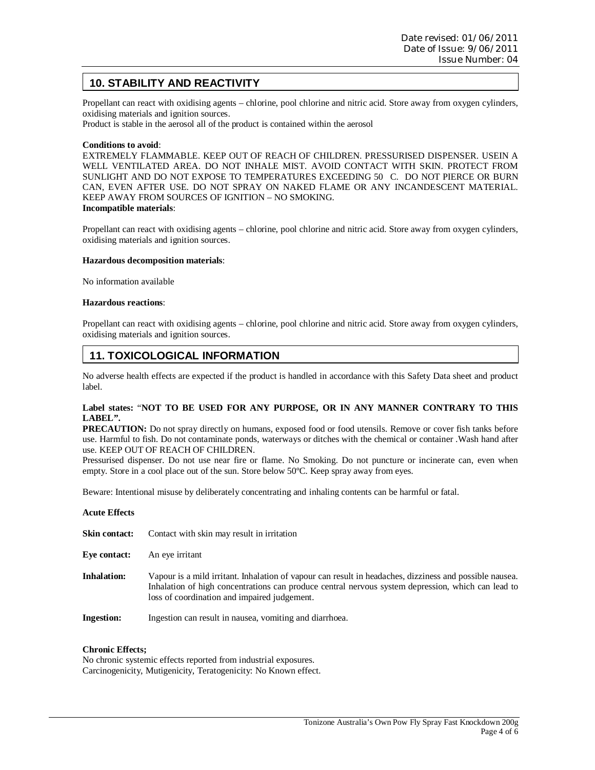## 10. STABILITY AND REACTIVITY

Propellant can react with oxidising agents – chlorine, pool chlorine and nitric acid. Store away from oxygen cylinders, oxidising materials and ignition sources.
Product is stable in the aerosol all of the product is contained within the aerosol

**Conditions to avoid**:
EXTREMELY FLAMMABLE. KEEP OUT OF REACH OF CHILDREN. PRESSURISED DISPENSER. USEIN A WELL VENTILATED AREA. DO NOT INHALE MIST. AVOID CONTACT WITH SKIN. PROTECT FROM SUNLIGHT AND DO NOT EXPOSE TO TEMPERATURES EXCEEDING 50 C. DO NOT PIERCE OR BURN CAN, EVEN AFTER USE. DO NOT SPRAY ON NAKED FLAME OR ANY INCANDESCENT MATERIAL. KEEP AWAY FROM SOURCES OF IGNITION – NO SMOKING.

**Incompatible materials**:

Propellant can react with oxidising agents – chlorine, pool chlorine and nitric acid. Store away from oxygen cylinders, oxidising materials and ignition sources.

**Hazardous decomposition materials**:

No information available

**Hazardous reactions**:

Propellant can react with oxidising agents – chlorine, pool chlorine and nitric acid. Store away from oxygen cylinders, oxidising materials and ignition sources.

## 11. TOXICOLOGICAL INFORMATION

No adverse health effects are expected if the product is handled in accordance with this Safety Data sheet and product label.

**Label states:** "**NOT TO BE USED FOR ANY PURPOSE, OR IN ANY MANNER CONTRARY TO THIS LABEL".**

**PRECAUTION:** Do not spray directly on humans, exposed food or food utensils. Remove or cover fish tanks before use. Harmful to fish. Do not contaminate ponds, waterways or ditches with the chemical or container .Wash hand after use. KEEP OUT OF REACH OF CHILDREN.
Pressurised dispenser. Do not use near fire or flame. No Smoking. Do not puncture or incinerate can, even when empty. Store in a cool place out of the sun. Store below 50ºC. Keep spray away from eyes.

Beware: Intentional misuse by deliberately concentrating and inhaling contents can be harmful or fatal.

**Acute Effects**

**Skin contact:** Contact with skin may result in irritation

**Eye contact:** An eye irritant

**Inhalation:** Vapour is a mild irritant. Inhalation of vapour can result in headaches, dizziness and possible nausea. Inhalation of high concentrations can produce central nervous system depression, which can lead to loss of coordination and impaired judgement.

**Ingestion:** Ingestion can result in nausea, vomiting and diarrhoea.

**Chronic Effects;**
No chronic systemic effects reported from industrial exposures.
Carcinogenicity, Mutigenicity, Teratogenicity: No Known effect.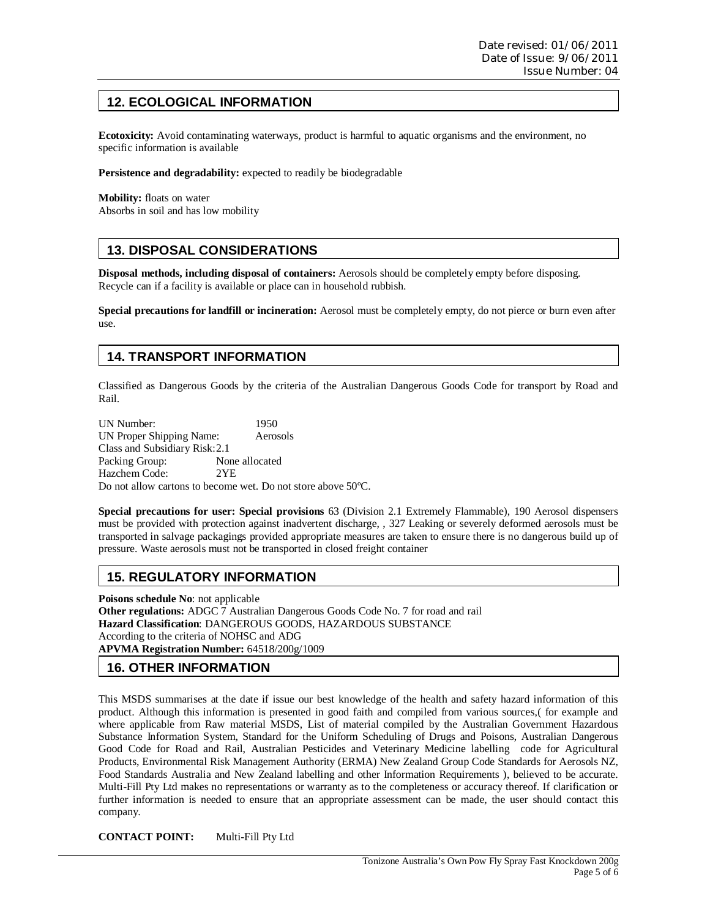## 12. ECOLOGICAL INFORMATION

**Ecotoxicity:** Avoid contaminating waterways, product is harmful to aquatic organisms and the environment, no specific information is available

**Persistence and degradability:** expected to readily be biodegradable

**Mobility:** floats on water
Absorbs in soil and has low mobility

## 13. DISPOSAL CONSIDERATIONS

**Disposal methods, including disposal of containers:** Aerosols should be completely empty before disposing. Recycle can if a facility is available or place can in household rubbish.

**Special precautions for landfill or incineration:** Aerosol must be completely empty, do not pierce or burn even after use.

## 14. TRANSPORT INFORMATION

Classified as Dangerous Goods by the criteria of the Australian Dangerous Goods Code for transport by Road and Rail.

UN Number: 1950
UN Proper Shipping Name: Aerosols
Class and Subsidiary Risk: 2.1
Packing Group: None allocated
Hazchem Code: 2YE
Do not allow cartons to become wet. Do not store above 50ºC.

**Special precautions for user: Special provisions** 63 (Division 2.1 Extremely Flammable), 190 Aerosol dispensers must be provided with protection against inadvertent discharge, , 327 Leaking or severely deformed aerosols must be transported in salvage packagings provided appropriate measures are taken to ensure there is no dangerous build up of pressure. Waste aerosols must not be transported in closed freight container

## 15. REGULATORY INFORMATION

**Poisons schedule No**: not applicable
**Other regulations:** ADGC 7 Australian Dangerous Goods Code No. 7 for road and rail
**Hazard Classification**: DANGEROUS GOODS, HAZARDOUS SUBSTANCE
According to the criteria of NOHSC and ADG
**APVMA Registration Number:** 64518/200g/1009

## 16. OTHER INFORMATION

This MSDS summarises at the date if issue our best knowledge of the health and safety hazard information of this product. Although this information is presented in good faith and compiled from various sources,( for example and where applicable from Raw material MSDS, List of material compiled by the Australian Government Hazardous Substance Information System, Standard for the Uniform Scheduling of Drugs and Poisons, Australian Dangerous Good Code for Road and Rail, Australian Pesticides and Veterinary Medicine labelling code for Agricultural Products, Environmental Risk Management Authority (ERMA) New Zealand Group Code Standards for Aerosols NZ, Food Standards Australia and New Zealand labelling and other Information Requirements ), believed to be accurate. Multi-Fill Pty Ltd makes no representations or warranty as to the completeness or accuracy thereof. If clarification or further information is needed to ensure that an appropriate assessment can be made, the user should contact this company.

**CONTACT POINT:** Multi-Fill Pty Ltd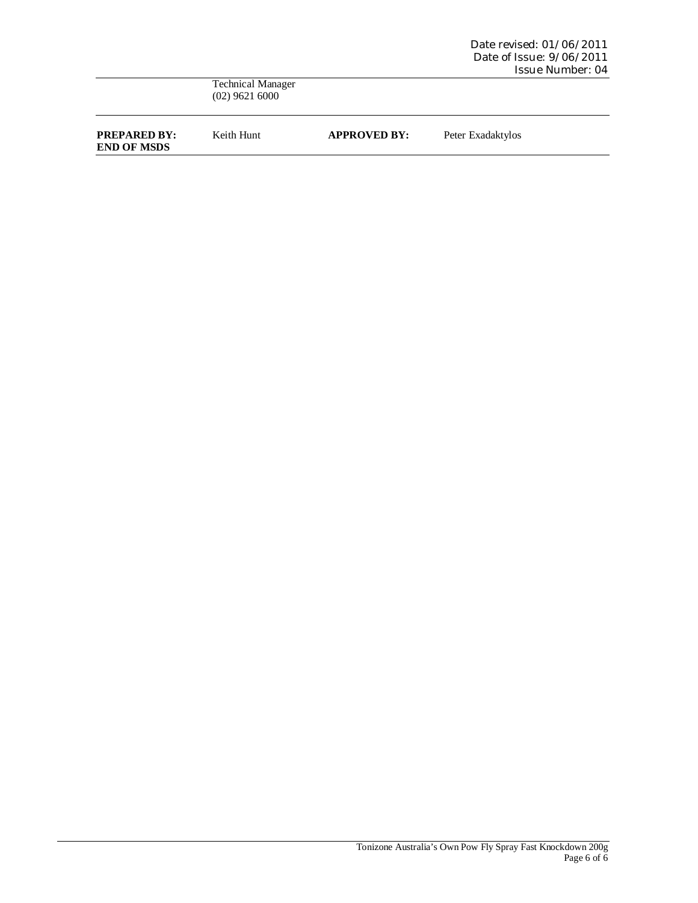| | | | |
|---|---|---|---|
| | Technical Manager<br>(02) 9621 6000 | | |
| **PREPARED BY:** | Keith Hunt | **APPROVED BY:** | Peter Exadaktylos |

**END OF MSDS**